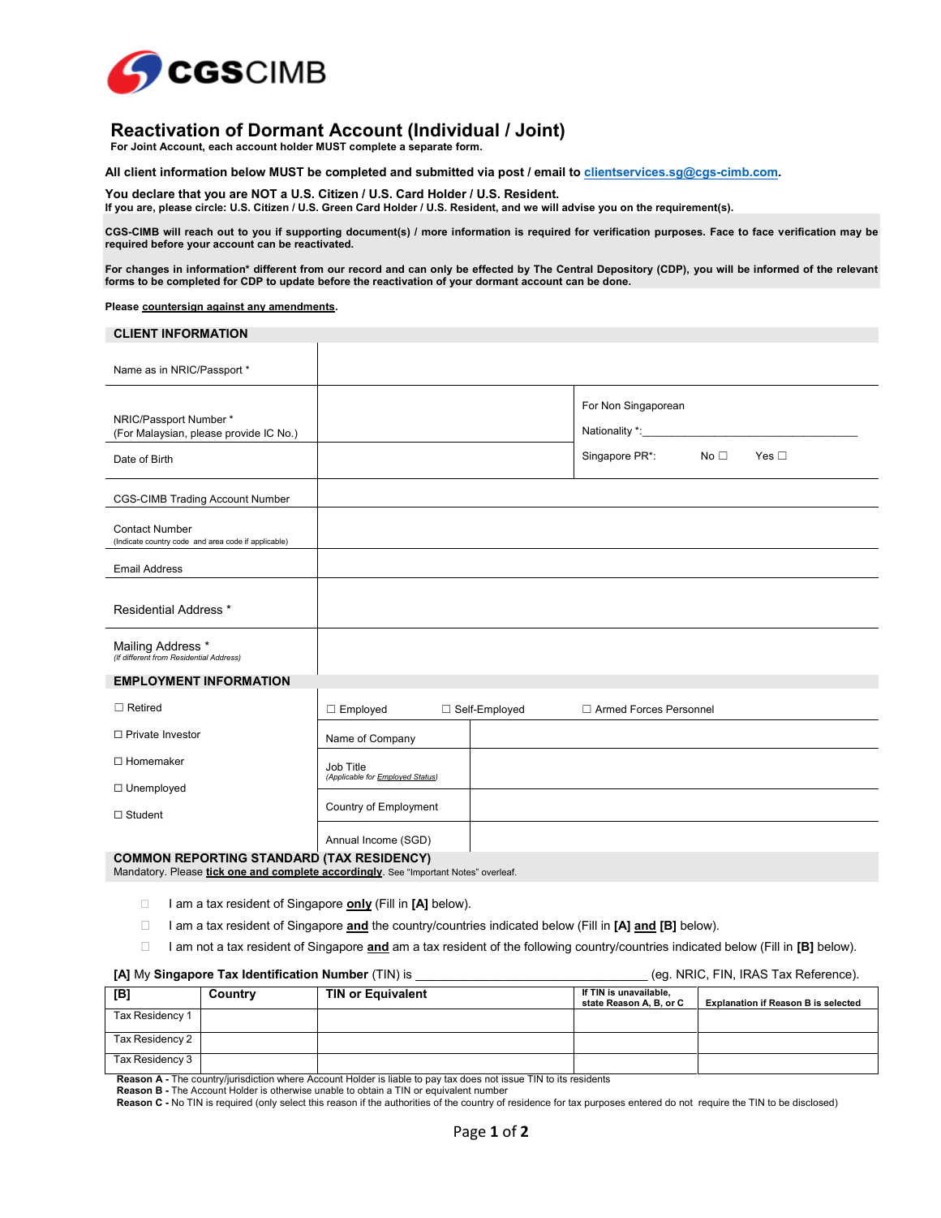CGSCIMB

# Reactivation of Dormant Account (Individual / Joint)

**For Joint Account, each account holder MUST complete a separate form.**

**All client information below MUST be completed and submitted via post / email to clientservices.sg@cgs-cimb.com.**

**You declare that you are NOT a U.S. Citizen / U.S. Card Holder / U.S. Resident.**
**If you are, please circle: U.S. Citizen / U.S. Green Card Holder / U.S. Resident, and we will advise you on the requirement(s).**

**CGS-CIMB will reach out to you if supporting document(s) / more information is required for verification purposes. Face to face verification may be required before your account can be reactivated.**

**For changes in information* different from our record and can only be effected by The Central Depository (CDP), you will be informed of the relevant forms to be completed for CDP to update before the reactivation of your dormant account can be done.**

**Please countersign against any amendments.**

## CLIENT INFORMATION

| | | |
|---|---|---|
| Name as in NRIC/Passport * | | |
| NRIC/Passport Number * (For Malaysian, please provide IC No.) | | For Non Singaporean<br>Nationality *:______________________ |
| Date of Birth | | Singapore PR*: No ☐ Yes ☐ |
| CGS-CIMB Trading Account Number | | |
| Contact Number (Indicate country code and area code if applicable) | | |
| Email Address | | |
| Residential Address * | | |
| Mailing Address * (If different from Residential Address) | | |

## EMPLOYMENT INFORMATION

| | | |
|---|---|---|
| ☐ Retired | ☐ Employed ☐ Self-Employed ☐ Armed Forces Personnel | |
| ☐ Private Investor | Name of Company | |
| ☐ Homemaker | Job Title (Applicable for Employed Status) | |
| ☐ Unemployed | Country of Employment | |
| ☐ Student | Annual Income (SGD) | |

## COMMON REPORTING STANDARD (TAX RESIDENCY)

Mandatory. Please **tick one and complete accordingly**. See "Important Notes" overleaf.

☐ I am a tax resident of Singapore **only** (Fill in **[A]** below).

☐ I am a tax resident of Singapore **and** the country/countries indicated below (Fill in **[A] and [B]** below).

☐ I am not a tax resident of Singapore **and** am a tax resident of the following country/countries indicated below (Fill in **[B]** below).

**[A]** My **Singapore Tax Identification Number** (TIN) is ______________________ (eg. NRIC, FIN, IRAS Tax Reference).

| [B] | Country | TIN or Equivalent | If TIN is unavailable, state Reason A, B, or C | Explanation if Reason B is selected |
|---|---|---|---|---|
| Tax Residency 1 | | | | |
| Tax Residency 2 | | | | |
| Tax Residency 3 | | | | |

**Reason A -** The country/jurisdiction where Account Holder is liable to pay tax does not issue TIN to its residents
**Reason B -** The Account Holder is otherwise unable to obtain a TIN or equivalent number
**Reason C -** No TIN is required (only select this reason if the authorities of the country of residence for tax purposes entered do not require the TIN to be disclosed)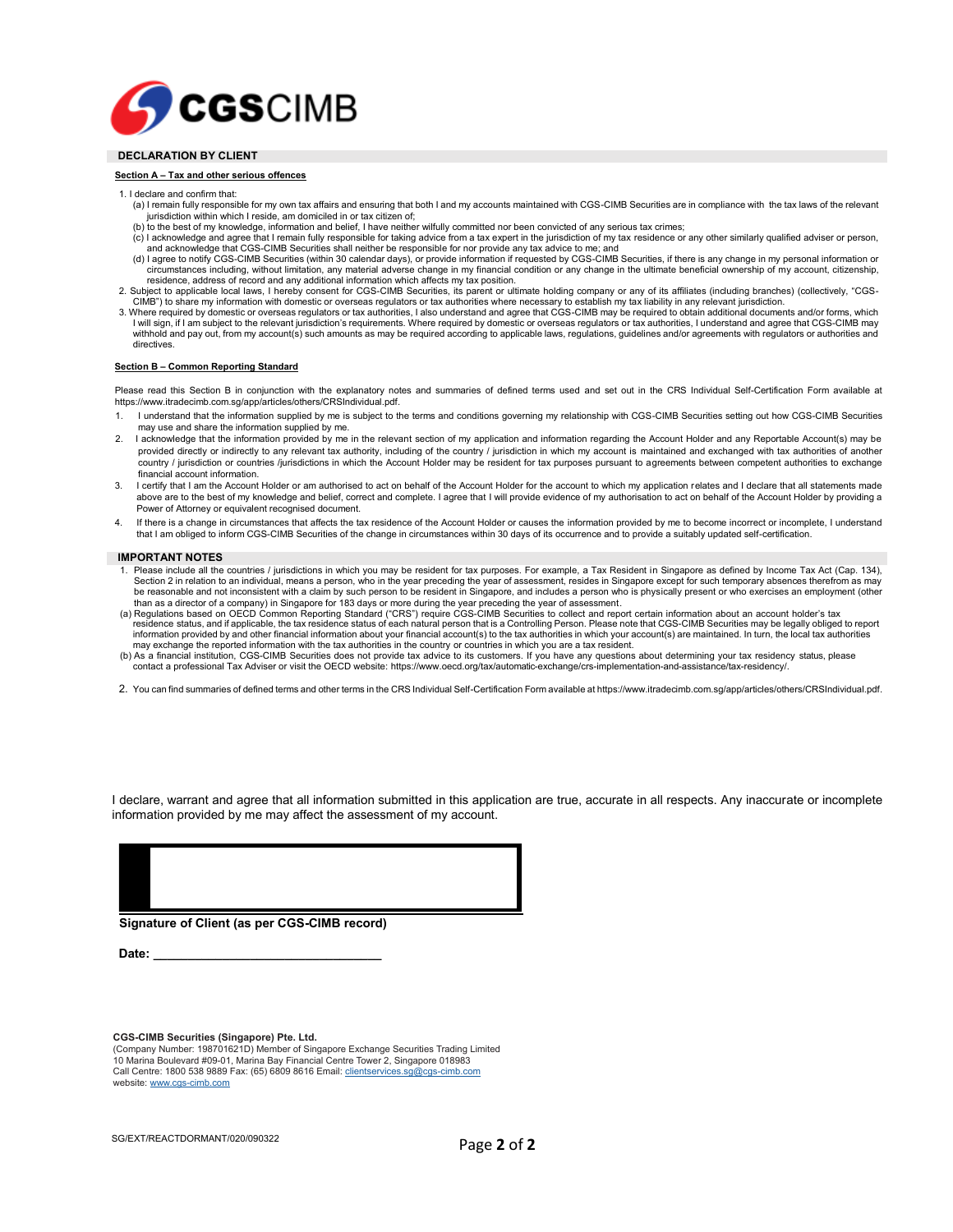CGSCIMB

## DECLARATION BY CLIENT

**Section A – Tax and other serious offences**

1. I declare and confirm that:
   (a) I remain fully responsible for my own tax affairs and ensuring that both I and my accounts maintained with CGS-CIMB Securities are in compliance with the tax laws of the relevant jurisdiction within which I reside, am domiciled in or tax citizen of;
   (b) to the best of my knowledge, information and belief, I have neither wilfully committed nor been convicted of any serious tax crimes;
   (c) I acknowledge and agree that I remain fully responsible for taking advice from a tax expert in the jurisdiction of my tax residence or any other similarly qualified adviser or person, and acknowledge that CGS-CIMB Securities shall neither be responsible for nor provide any tax advice to me; and
   (d) I agree to notify CGS-CIMB Securities (within 30 calendar days), or provide information if requested by CGS-CIMB Securities, if there is any change in my personal information or circumstances including, without limitation, any material adverse change in my financial condition or any change in the ultimate beneficial ownership of my account, citizenship, residence, address of record and any additional information which affects my tax position.
2. Subject to applicable local laws, I hereby consent for CGS-CIMB Securities, its parent or ultimate holding company or any of its affiliates (including branches) (collectively, "CGS-CIMB") to share my information with domestic or overseas regulators or tax authorities where necessary to establish my tax liability in any relevant jurisdiction.
3. Where required by domestic or overseas regulators or tax authorities, I also understand and agree that CGS-CIMB may be required to obtain additional documents and/or forms, which I will sign, if I am subject to the relevant jurisdiction's requirements. Where required by domestic or overseas regulators or tax authorities, I understand and agree that CGS-CIMB may withhold and pay out, from my account(s) such amounts as may be required according to applicable laws, regulations, guidelines and/or agreements with regulators or authorities and directives.

**Section B – Common Reporting Standard**

Please read this Section B in conjunction with the explanatory notes and summaries of defined terms used and set out in the CRS Individual Self-Certification Form available at https://www.itradecimb.com.sg/app/articles/others/CRSIndividual.pdf.

1. I understand that the information supplied by me is subject to the terms and conditions governing my relationship with CGS-CIMB Securities setting out how CGS-CIMB Securities may use and share the information supplied by me.
2. I acknowledge that the information provided by me in the relevant section of my application and information regarding the Account Holder and any Reportable Account(s) may be provided directly or indirectly to any relevant tax authority, including of the country / jurisdiction in which my account is maintained and exchanged with tax authorities of another country / jurisdiction or countries /jurisdictions in which the Account Holder may be resident for tax purposes pursuant to agreements between competent authorities to exchange financial account information.
3. I certify that I am the Account Holder or am authorised to act on behalf of the Account Holder for the account to which my application relates and I declare that all statements made above are to the best of my knowledge and belief, correct and complete. I agree that I will provide evidence of my authorisation to act on behalf of the Account Holder by providing a Power of Attorney or equivalent recognised document.
4. If there is a change in circumstances that affects the tax residence of the Account Holder or causes the information provided by me to become incorrect or incomplete, I understand that I am obliged to inform CGS-CIMB Securities of the change in circumstances within 30 days of its occurrence and to provide a suitably updated self-certification.

## IMPORTANT NOTES

1. Please include all the countries / jurisdictions in which you may be resident for tax purposes. For example, a Tax Resident in Singapore as defined by Income Tax Act (Cap. 134), Section 2 in relation to an individual, means a person, who in the year preceding the year of assessment, resides in Singapore except for such temporary absences therefrom as may be reasonable and not inconsistent with a claim by such person to be resident in Singapore, and includes a person who is physically present or who exercises an employment (other than as a director of a company) in Singapore for 183 days or more during the year preceding the year of assessment.
   (a) Regulations based on OECD Common Reporting Standard ("CRS") require CGS-CIMB Securities to collect and report certain information about an account holder's tax residence status, and if applicable, the tax residence status of each natural person that is a Controlling Person. Please note that CGS-CIMB Securities may be legally obliged to report information provided by and other financial information about your financial account(s) to the tax authorities in which your account(s) are maintained. In turn, the local tax authorities may exchange the reported information with the tax authorities in the country or countries in which you are a tax resident.
   (b) As a financial institution, CGS-CIMB Securities does not provide tax advice to its customers. If you have any questions about determining your tax residency status, please contact a professional Tax Adviser or visit the OECD website: https://www.oecd.org/tax/automatic-exchange/crs-implementation-and-assistance/tax-residency/.
2. You can find summaries of defined terms and other terms in the CRS Individual Self-Certification Form available at https://www.itradecimb.com.sg/app/articles/others/CRSIndividual.pdf.

I declare, warrant and agree that all information submitted in this application are true, accurate in all respects. Any inaccurate or incomplete information provided by me may affect the assessment of my account.

**Signature of Client (as per CGS-CIMB record)**

**Date: \_\_\_\_\_\_\_\_\_\_\_\_\_\_\_\_\_\_\_\_\_\_\_\_\_\_\_\_\_\_\_\_**

**CGS-CIMB Securities (Singapore) Pte. Ltd.**
(Company Number: 198701621D) Member of Singapore Exchange Securities Trading Limited
10 Marina Boulevard #09-01, Marina Bay Financial Centre Tower 2, Singapore 018983
Call Centre: 1800 538 9889 Fax: (65) 6809 8616 Email: clientservices.sg@cgs-cimb.com
website: www.cgs-cimb.com

SG/EXT/REACTDORMANT/020/090322